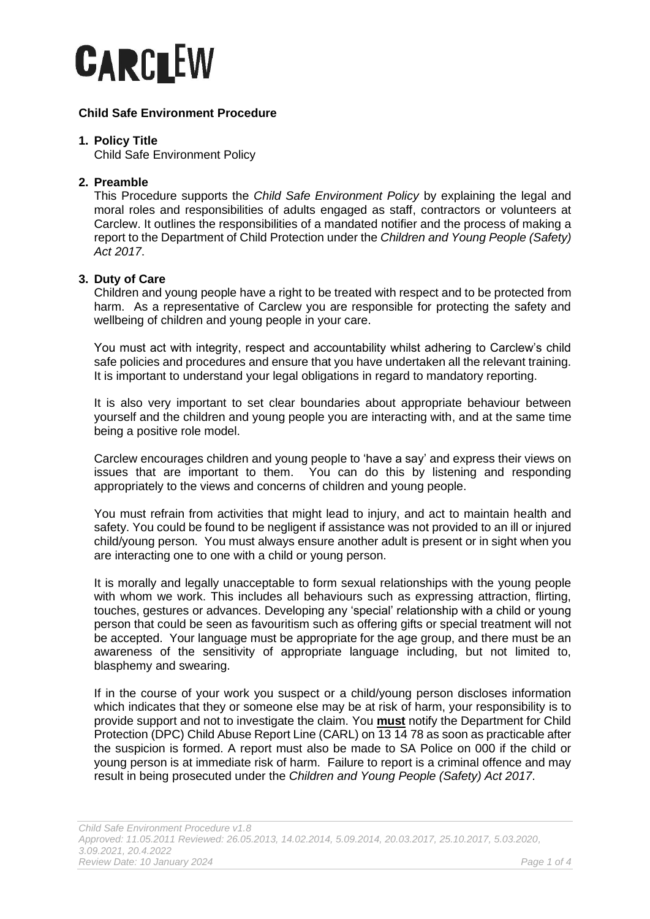# CARCLEW

**Child Safe Environment Procedure**

## 1. Policy Title

Child Safe Environment Policy

## 2. Preamble

This Procedure supports the *Child Safe Environment Policy* by explaining the legal and moral roles and responsibilities of adults engaged as staff, contractors or volunteers at Carclew. It outlines the responsibilities of a mandated notifier and the process of making a report to the Department of Child Protection under the *Children and Young People (Safety) Act 2017*.

## 3. Duty of Care

Children and young people have a right to be treated with respect and to be protected from harm. As a representative of Carclew you are responsible for protecting the safety and wellbeing of children and young people in your care.

You must act with integrity, respect and accountability whilst adhering to Carclew's child safe policies and procedures and ensure that you have undertaken all the relevant training. It is important to understand your legal obligations in regard to mandatory reporting.

It is also very important to set clear boundaries about appropriate behaviour between yourself and the children and young people you are interacting with, and at the same time being a positive role model.

Carclew encourages children and young people to 'have a say' and express their views on issues that are important to them. You can do this by listening and responding appropriately to the views and concerns of children and young people.

You must refrain from activities that might lead to injury, and act to maintain health and safety. You could be found to be negligent if assistance was not provided to an ill or injured child/young person. You must always ensure another adult is present or in sight when you are interacting one to one with a child or young person.

It is morally and legally unacceptable to form sexual relationships with the young people with whom we work. This includes all behaviours such as expressing attraction, flirting, touches, gestures or advances. Developing any 'special' relationship with a child or young person that could be seen as favouritism such as offering gifts or special treatment will not be accepted. Your language must be appropriate for the age group, and there must be an awareness of the sensitivity of appropriate language including, but not limited to, blasphemy and swearing.

If in the course of your work you suspect or a child/young person discloses information which indicates that they or someone else may be at risk of harm, your responsibility is to provide support and not to investigate the claim. You **must** notify the Department for Child Protection (DPC) Child Abuse Report Line (CARL) on 13 14 78 as soon as practicable after the suspicion is formed. A report must also be made to SA Police on 000 if the child or young person is at immediate risk of harm. Failure to report is a criminal offence and may result in being prosecuted under the *Children and Young People (Safety) Act 2017*.

*Child Safe Environment Procedure v1.8*
*Approved: 11.05.2011 Reviewed: 26.05.2013, 14.02.2014, 5.09.2014, 20.03.2017, 25.10.2017, 5.03.2020, 3.09.2021, 20.4.2022*
*Review Date: 10 January 2024*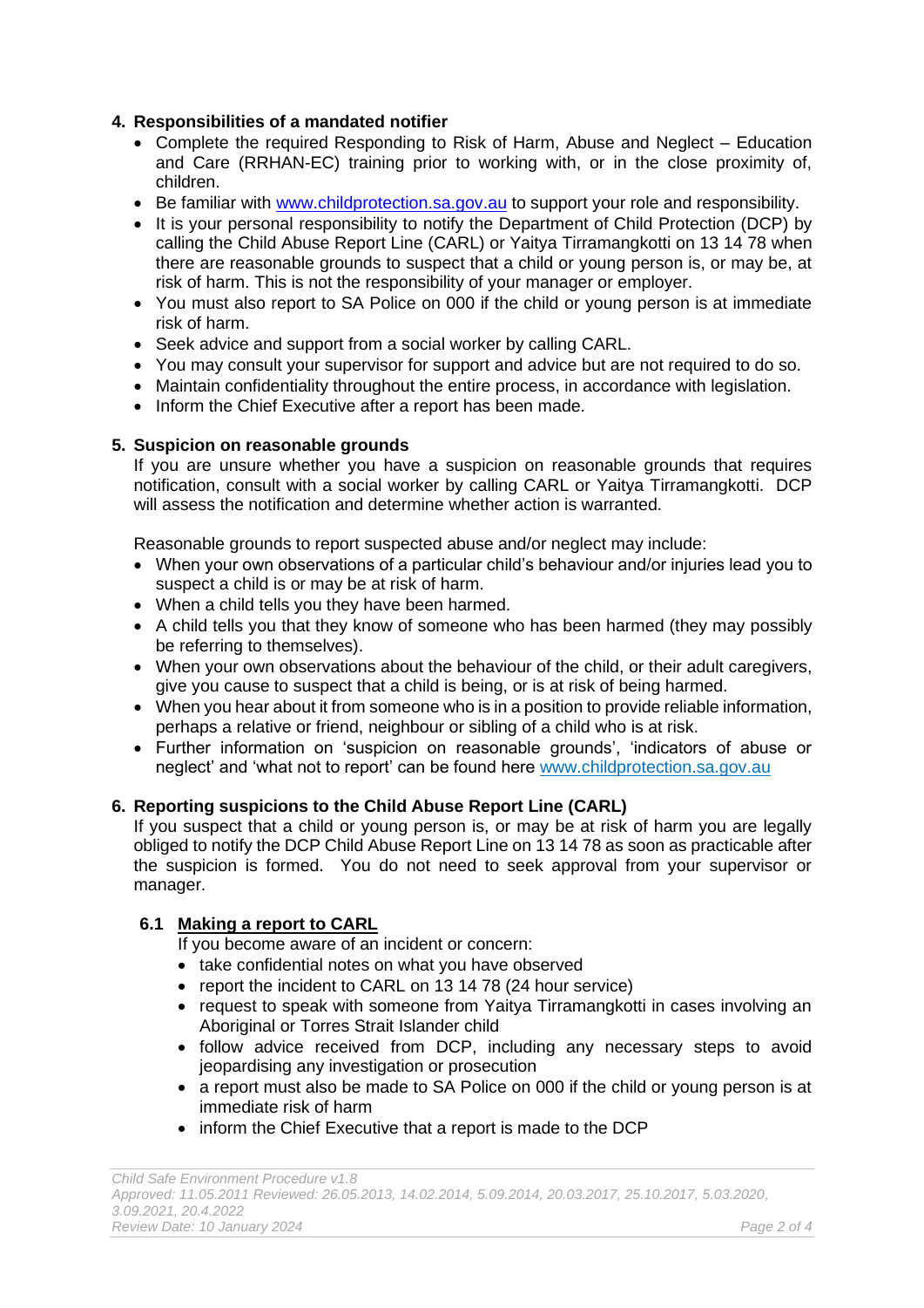## 4. Responsibilities of a mandated notifier

- Complete the required Responding to Risk of Harm, Abuse and Neglect – Education and Care (RRHAN-EC) training prior to working with, or in the close proximity of, children.
- Be familiar with www.childprotection.sa.gov.au to support your role and responsibility.
- It is your personal responsibility to notify the Department of Child Protection (DCP) by calling the Child Abuse Report Line (CARL) or Yaitya Tirramangkotti on 13 14 78 when there are reasonable grounds to suspect that a child or young person is, or may be, at risk of harm. This is not the responsibility of your manager or employer.
- You must also report to SA Police on 000 if the child or young person is at immediate risk of harm.
- Seek advice and support from a social worker by calling CARL.
- You may consult your supervisor for support and advice but are not required to do so.
- Maintain confidentiality throughout the entire process, in accordance with legislation.
- Inform the Chief Executive after a report has been made.

## 5. Suspicion on reasonable grounds

If you are unsure whether you have a suspicion on reasonable grounds that requires notification, consult with a social worker by calling CARL or Yaitya Tirramangkotti. DCP will assess the notification and determine whether action is warranted.

Reasonable grounds to report suspected abuse and/or neglect may include:

- When your own observations of a particular child's behaviour and/or injuries lead you to suspect a child is or may be at risk of harm.
- When a child tells you they have been harmed.
- A child tells you that they know of someone who has been harmed (they may possibly be referring to themselves).
- When your own observations about the behaviour of the child, or their adult caregivers, give you cause to suspect that a child is being, or is at risk of being harmed.
- When you hear about it from someone who is in a position to provide reliable information, perhaps a relative or friend, neighbour or sibling of a child who is at risk.
- Further information on 'suspicion on reasonable grounds', 'indicators of abuse or neglect' and 'what not to report' can be found here www.childprotection.sa.gov.au

## 6. Reporting suspicions to the Child Abuse Report Line (CARL)

If you suspect that a child or young person is, or may be at risk of harm you are legally obliged to notify the DCP Child Abuse Report Line on 13 14 78 as soon as practicable after the suspicion is formed. You do not need to seek approval from your supervisor or manager.

### 6.1 Making a report to CARL

If you become aware of an incident or concern:

- take confidential notes on what you have observed
- report the incident to CARL on 13 14 78 (24 hour service)
- request to speak with someone from Yaitya Tirramangkotti in cases involving an Aboriginal or Torres Strait Islander child
- follow advice received from DCP, including any necessary steps to avoid jeopardising any investigation or prosecution
- a report must also be made to SA Police on 000 if the child or young person is at immediate risk of harm
- inform the Chief Executive that a report is made to the DCP

*Child Safe Environment Procedure v1.8*
*Approved: 11.05.2011 Reviewed: 26.05.2013, 14.02.2014, 5.09.2014, 20.03.2017, 25.10.2017, 5.03.2020, 3.09.2021, 20.4.2022*
*Review Date: 10 January 2024*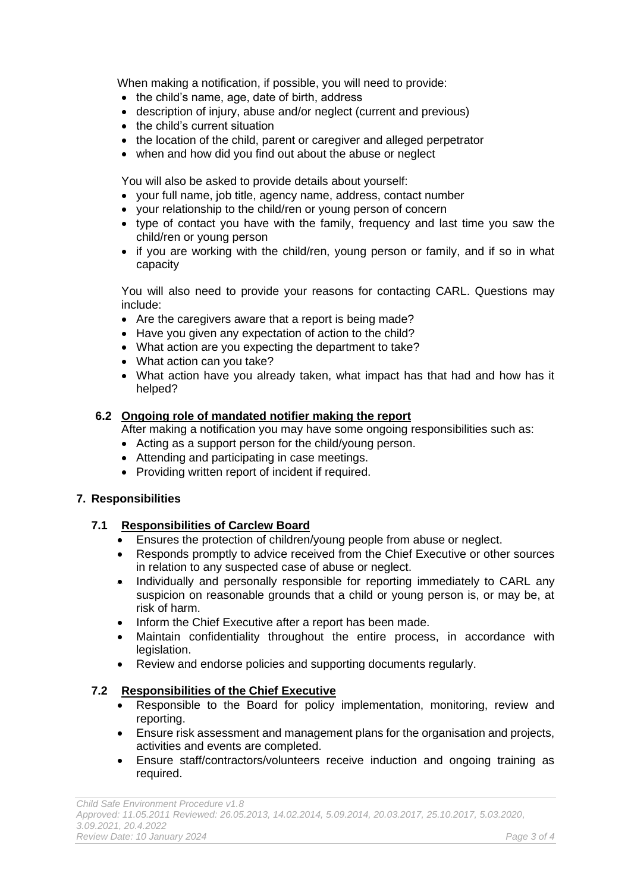When making a notification, if possible, you will need to provide:

- the child's name, age, date of birth, address
- description of injury, abuse and/or neglect (current and previous)
- the child's current situation
- the location of the child, parent or caregiver and alleged perpetrator
- when and how did you find out about the abuse or neglect

You will also be asked to provide details about yourself:

- your full name, job title, agency name, address, contact number
- your relationship to the child/ren or young person of concern
- type of contact you have with the family, frequency and last time you saw the child/ren or young person
- if you are working with the child/ren, young person or family, and if so in what capacity

You will also need to provide your reasons for contacting CARL. Questions may include:

- Are the caregivers aware that a report is being made?
- Have you given any expectation of action to the child?
- What action are you expecting the department to take?
- What action can you take?
- What action have you already taken, what impact has that had and how has it helped?

### 6.2 Ongoing role of mandated notifier making the report

After making a notification you may have some ongoing responsibilities such as:

- Acting as a support person for the child/young person.
- Attending and participating in case meetings.
- Providing written report of incident if required.

## 7. Responsibilities

### 7.1 Responsibilities of Carclew Board

- Ensures the protection of children/young people from abuse or neglect.
- Responds promptly to advice received from the Chief Executive or other sources in relation to any suspected case of abuse or neglect.
- Individually and personally responsible for reporting immediately to CARL any suspicion on reasonable grounds that a child or young person is, or may be, at risk of harm.
- Inform the Chief Executive after a report has been made.
- Maintain confidentiality throughout the entire process, in accordance with legislation.
- Review and endorse policies and supporting documents regularly.

### 7.2 Responsibilities of the Chief Executive

- Responsible to the Board for policy implementation, monitoring, review and reporting.
- Ensure risk assessment and management plans for the organisation and projects, activities and events are completed.
- Ensure staff/contractors/volunteers receive induction and ongoing training as required.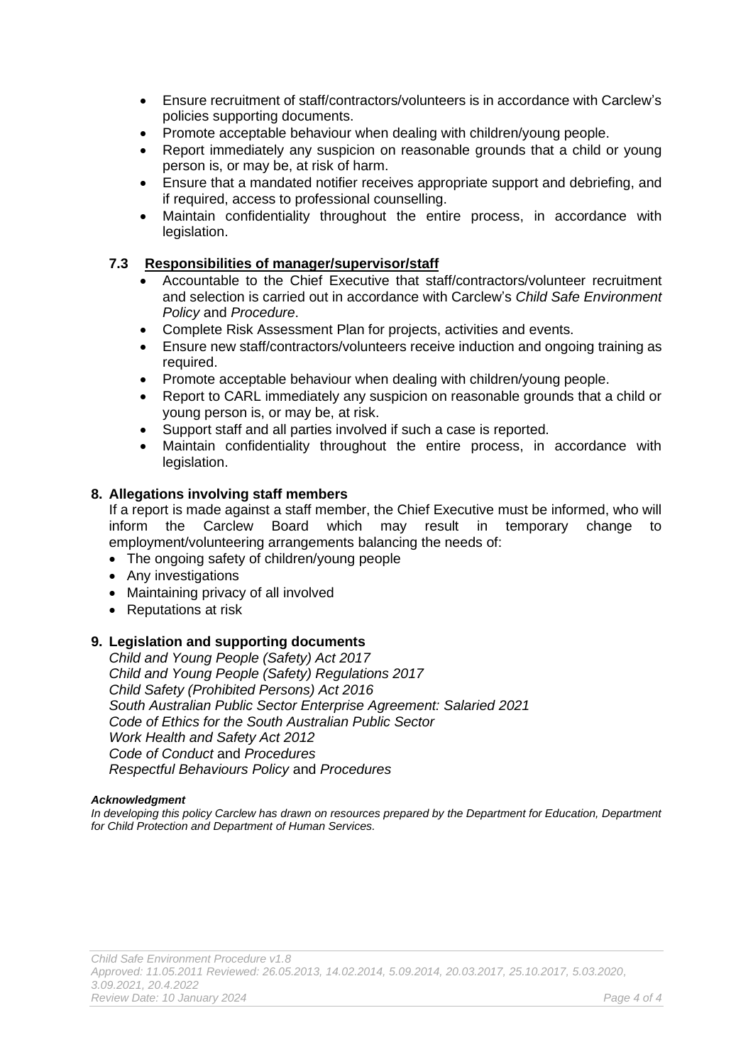- Ensure recruitment of staff/contractors/volunteers is in accordance with Carclew's policies supporting documents.
- Promote acceptable behaviour when dealing with children/young people.
- Report immediately any suspicion on reasonable grounds that a child or young person is, or may be, at risk of harm.
- Ensure that a mandated notifier receives appropriate support and debriefing, and if required, access to professional counselling.
- Maintain confidentiality throughout the entire process, in accordance with legislation.

### 7.3 Responsibilities of manager/supervisor/staff

- Accountable to the Chief Executive that staff/contractors/volunteer recruitment and selection is carried out in accordance with Carclew's *Child Safe Environment Policy* and *Procedure*.
- Complete Risk Assessment Plan for projects, activities and events.
- Ensure new staff/contractors/volunteers receive induction and ongoing training as required.
- Promote acceptable behaviour when dealing with children/young people.
- Report to CARL immediately any suspicion on reasonable grounds that a child or young person is, or may be, at risk.
- Support staff and all parties involved if such a case is reported.
- Maintain confidentiality throughout the entire process, in accordance with legislation.

## 8. Allegations involving staff members

If a report is made against a staff member, the Chief Executive must be informed, who will inform the Carclew Board which may result in temporary change to employment/volunteering arrangements balancing the needs of:

- The ongoing safety of children/young people
- Any investigations
- Maintaining privacy of all involved
- Reputations at risk

## 9. Legislation and supporting documents

*Child and Young People (Safety) Act 2017*
*Child and Young People (Safety) Regulations 2017*
*Child Safety (Prohibited Persons) Act 2016*
*South Australian Public Sector Enterprise Agreement: Salaried 2021*
*Code of Ethics for the South Australian Public Sector*
*Work Health and Safety Act 2012*
*Code of Conduct* and *Procedures*
*Respectful Behaviours Policy* and *Procedures*

***Acknowledgment***
*In developing this policy Carclew has drawn on resources prepared by the Department for Education, Department for Child Protection and Department of Human Services.*

*Child Safe Environment Procedure v1.8*
*Approved: 11.05.2011 Reviewed: 26.05.2013, 14.02.2014, 5.09.2014, 20.03.2017, 25.10.2017, 5.03.2020, 3.09.2021, 20.4.2022*
*Review Date: 10 January 2024*